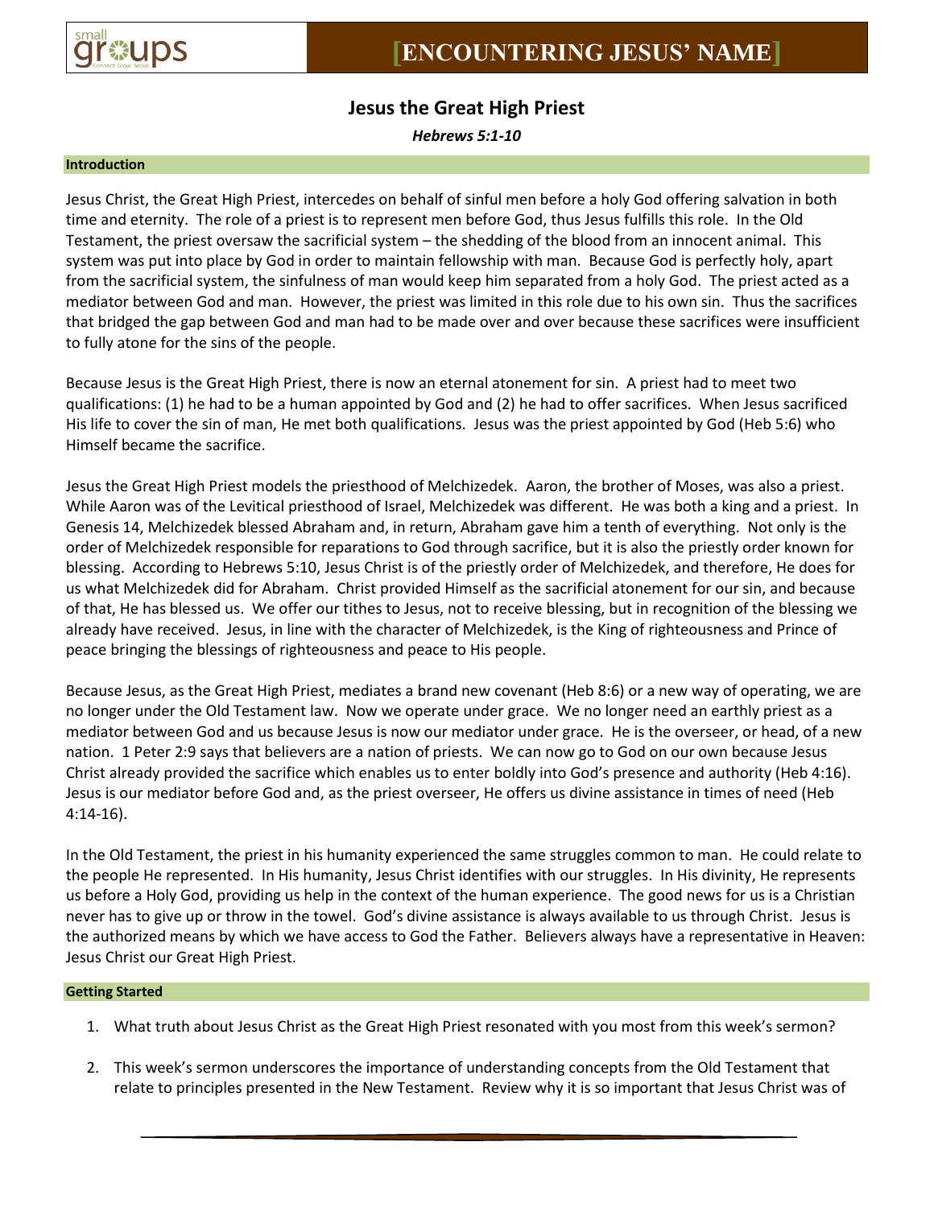# [ENCOUNTERING JESUS' NAME]

## Jesus the Great High Priest

*Hebrews 5:1-10*

### Introduction

Jesus Christ, the Great High Priest, intercedes on behalf of sinful men before a holy God offering salvation in both time and eternity. The role of a priest is to represent men before God, thus Jesus fulfills this role. In the Old Testament, the priest oversaw the sacrificial system – the shedding of the blood from an innocent animal. This system was put into place by God in order to maintain fellowship with man. Because God is perfectly holy, apart from the sacrificial system, the sinfulness of man would keep him separated from a holy God. The priest acted as a mediator between God and man. However, the priest was limited in this role due to his own sin. Thus the sacrifices that bridged the gap between God and man had to be made over and over because these sacrifices were insufficient to fully atone for the sins of the people.

Because Jesus is the Great High Priest, there is now an eternal atonement for sin. A priest had to meet two qualifications: (1) he had to be a human appointed by God and (2) he had to offer sacrifices. When Jesus sacrificed His life to cover the sin of man, He met both qualifications. Jesus was the priest appointed by God (Heb 5:6) who Himself became the sacrifice.

Jesus the Great High Priest models the priesthood of Melchizedek. Aaron, the brother of Moses, was also a priest. While Aaron was of the Levitical priesthood of Israel, Melchizedek was different. He was both a king and a priest. In Genesis 14, Melchizedek blessed Abraham and, in return, Abraham gave him a tenth of everything. Not only is the order of Melchizedek responsible for reparations to God through sacrifice, but it is also the priestly order known for blessing. According to Hebrews 5:10, Jesus Christ is of the priestly order of Melchizedek, and therefore, He does for us what Melchizedek did for Abraham. Christ provided Himself as the sacrificial atonement for our sin, and because of that, He has blessed us. We offer our tithes to Jesus, not to receive blessing, but in recognition of the blessing we already have received. Jesus, in line with the character of Melchizedek, is the King of righteousness and Prince of peace bringing the blessings of righteousness and peace to His people.

Because Jesus, as the Great High Priest, mediates a brand new covenant (Heb 8:6) or a new way of operating, we are no longer under the Old Testament law. Now we operate under grace. We no longer need an earthly priest as a mediator between God and us because Jesus is now our mediator under grace. He is the overseer, or head, of a new nation. 1 Peter 2:9 says that believers are a nation of priests. We can now go to God on our own because Jesus Christ already provided the sacrifice which enables us to enter boldly into God's presence and authority (Heb 4:16). Jesus is our mediator before God and, as the priest overseer, He offers us divine assistance in times of need (Heb 4:14-16).

In the Old Testament, the priest in his humanity experienced the same struggles common to man. He could relate to the people He represented. In His humanity, Jesus Christ identifies with our struggles. In His divinity, He represents us before a Holy God, providing us help in the context of the human experience. The good news for us is a Christian never has to give up or throw in the towel. God's divine assistance is always available to us through Christ. Jesus is the authorized means by which we have access to God the Father. Believers always have a representative in Heaven: Jesus Christ our Great High Priest.

### Getting Started

1. What truth about Jesus Christ as the Great High Priest resonated with you most from this week's sermon?

2. This week's sermon underscores the importance of understanding concepts from the Old Testament that relate to principles presented in the New Testament. Review why it is so important that Jesus Christ was of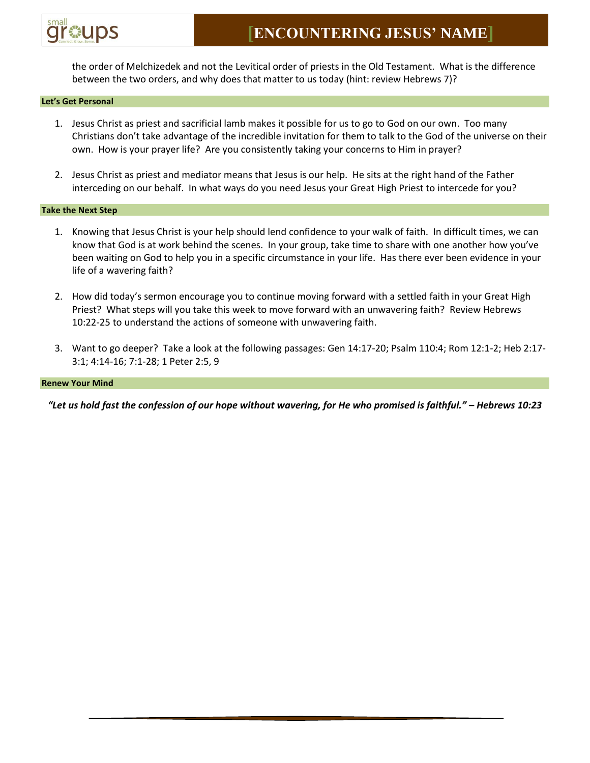the order of Melchizedek and not the Levitical order of priests in the Old Testament. What is the difference between the two orders, and why does that matter to us today (hint: review Hebrews 7)?

**Let's Get Personal**

1. Jesus Christ as priest and sacrificial lamb makes it possible for us to go to God on our own. Too many Christians don't take advantage of the incredible invitation for them to talk to the God of the universe on their own. How is your prayer life? Are you consistently taking your concerns to Him in prayer?

2. Jesus Christ as priest and mediator means that Jesus is our help. He sits at the right hand of the Father interceding on our behalf. In what ways do you need Jesus your Great High Priest to intercede for you?

**Take the Next Step**

1. Knowing that Jesus Christ is your help should lend confidence to your walk of faith. In difficult times, we can know that God is at work behind the scenes. In your group, take time to share with one another how you've been waiting on God to help you in a specific circumstance in your life. Has there ever been evidence in your life of a wavering faith?

2. How did today's sermon encourage you to continue moving forward with a settled faith in your Great High Priest? What steps will you take this week to move forward with an unwavering faith? Review Hebrews 10:22-25 to understand the actions of someone with unwavering faith.

3. Want to go deeper? Take a look at the following passages: Gen 14:17-20; Psalm 110:4; Rom 12:1-2; Heb 2:17-3:1; 4:14-16; 7:1-28; 1 Peter 2:5, 9

**Renew Your Mind**

***"Let us hold fast the confession of our hope without wavering, for He who promised is faithful." – Hebrews 10:23***